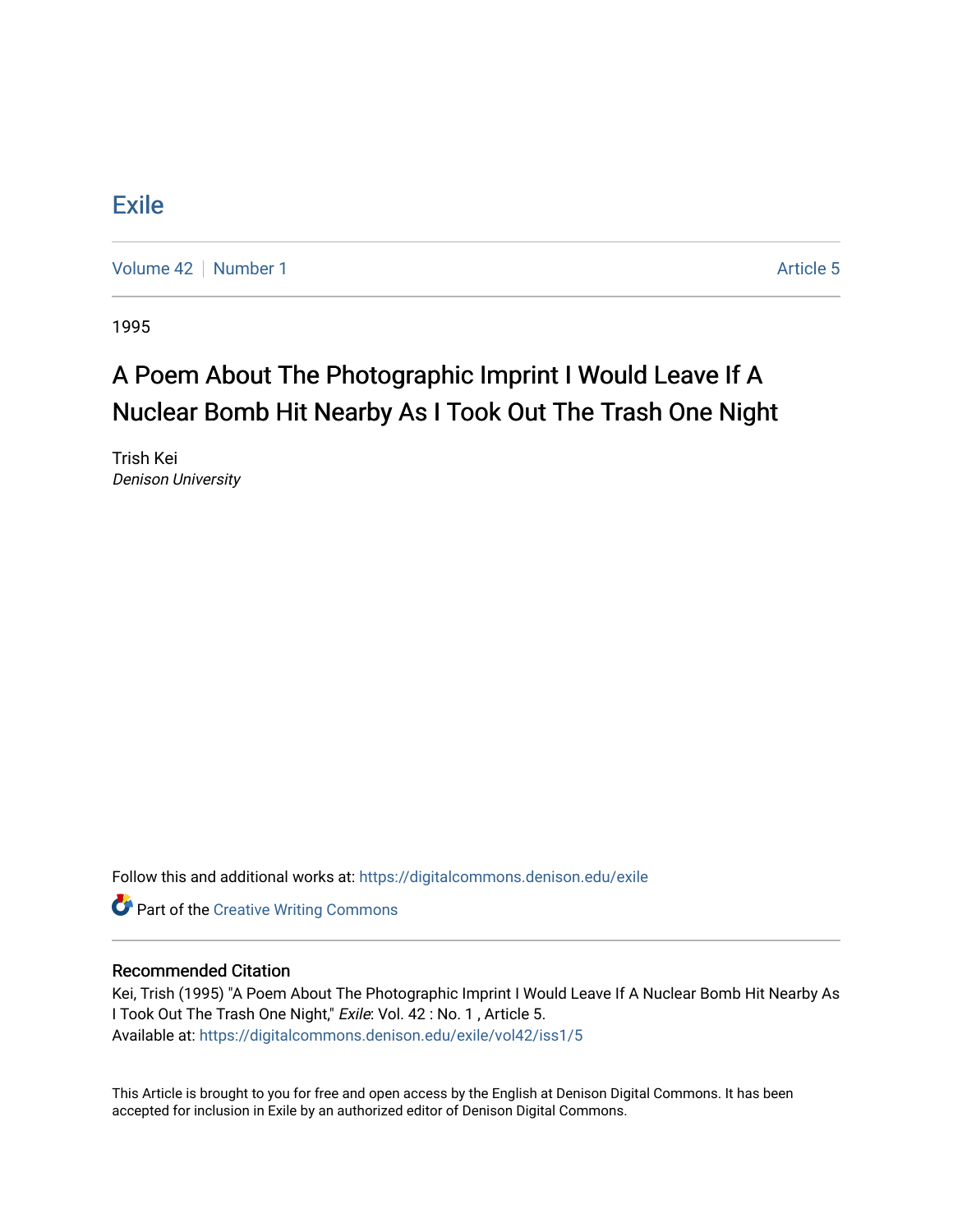# Exile

Volume 42 | Number 1 Article 5

1995

## A Poem About The Photographic Imprint I Would Leave If A Nuclear Bomb Hit Nearby As I Took Out The Trash One Night

Trish Kei
*Denison University*

Follow this and additional works at: https://digitalcommons.denison.edu/exile

Part of the Creative Writing Commons

### Recommended Citation

Kei, Trish (1995) "A Poem About The Photographic Imprint I Would Leave If A Nuclear Bomb Hit Nearby As I Took Out The Trash One Night," *Exile*: Vol. 42 : No. 1 , Article 5.
Available at: https://digitalcommons.denison.edu/exile/vol42/iss1/5

This Article is brought to you for free and open access by the English at Denison Digital Commons. It has been accepted for inclusion in Exile by an authorized editor of Denison Digital Commons.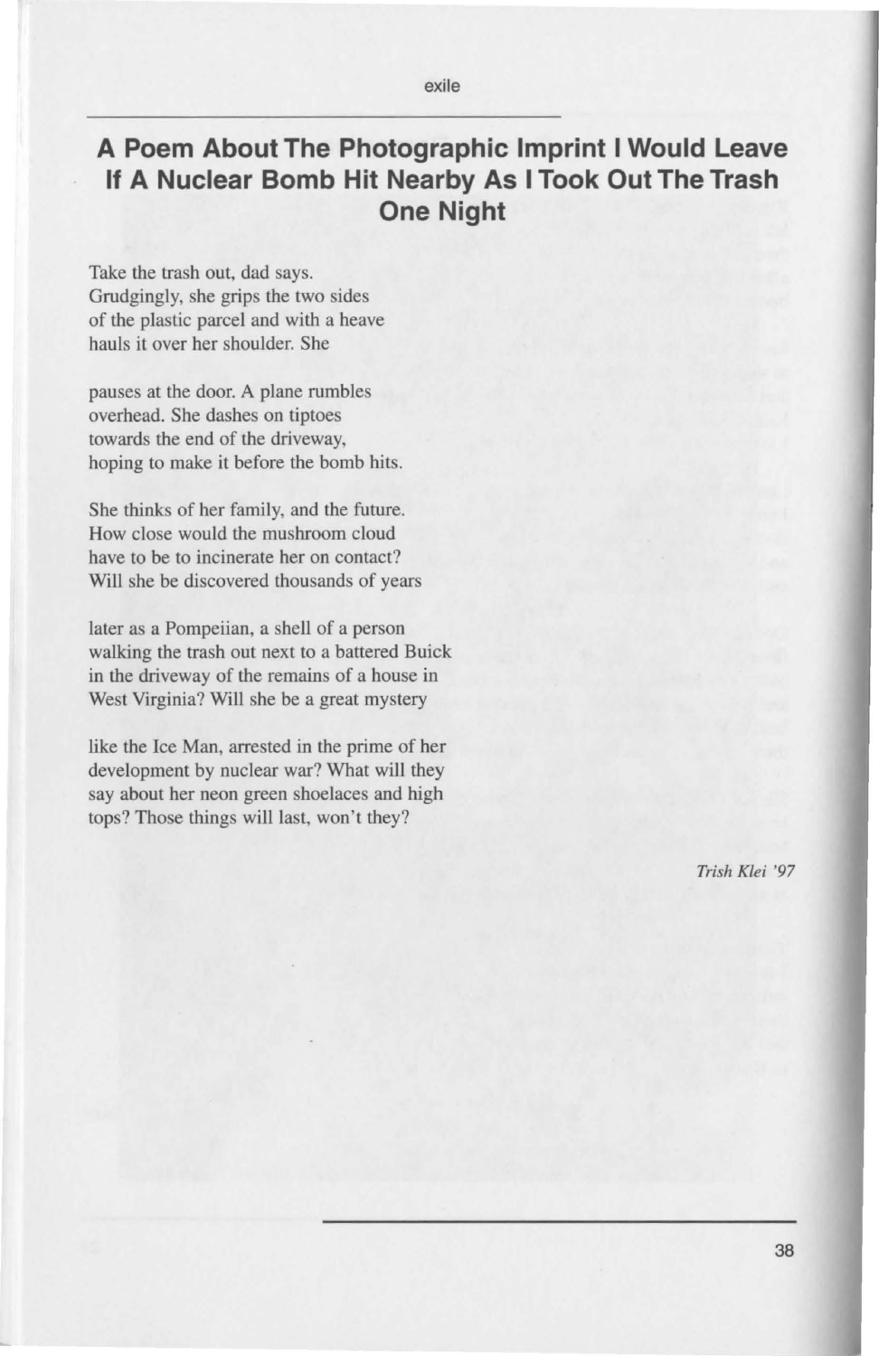## A Poem About The Photographic Imprint I Would Leave If A Nuclear Bomb Hit Nearby As I Took Out The Trash One Night

Take the trash out, dad says.
Grudgingly, she grips the two sides
of the plastic parcel and with a heave
hauls it over her shoulder. She

pauses at the door. A plane rumbles
overhead. She dashes on tiptoes
towards the end of the driveway,
hoping to make it before the bomb hits.

She thinks of her family, and the future.
How close would the mushroom cloud
have to be to incinerate her on contact?
Will she be discovered thousands of years

later as a Pompeiian, a shell of a person
walking the trash out next to a battered Buick
in the driveway of the remains of a house in
West Virginia? Will she be a great mystery

like the Ice Man, arrested in the prime of her
development by nuclear war? What will they
say about her neon green shoelaces and high
tops? Those things will last, won't they?

*Trish Klei '97*